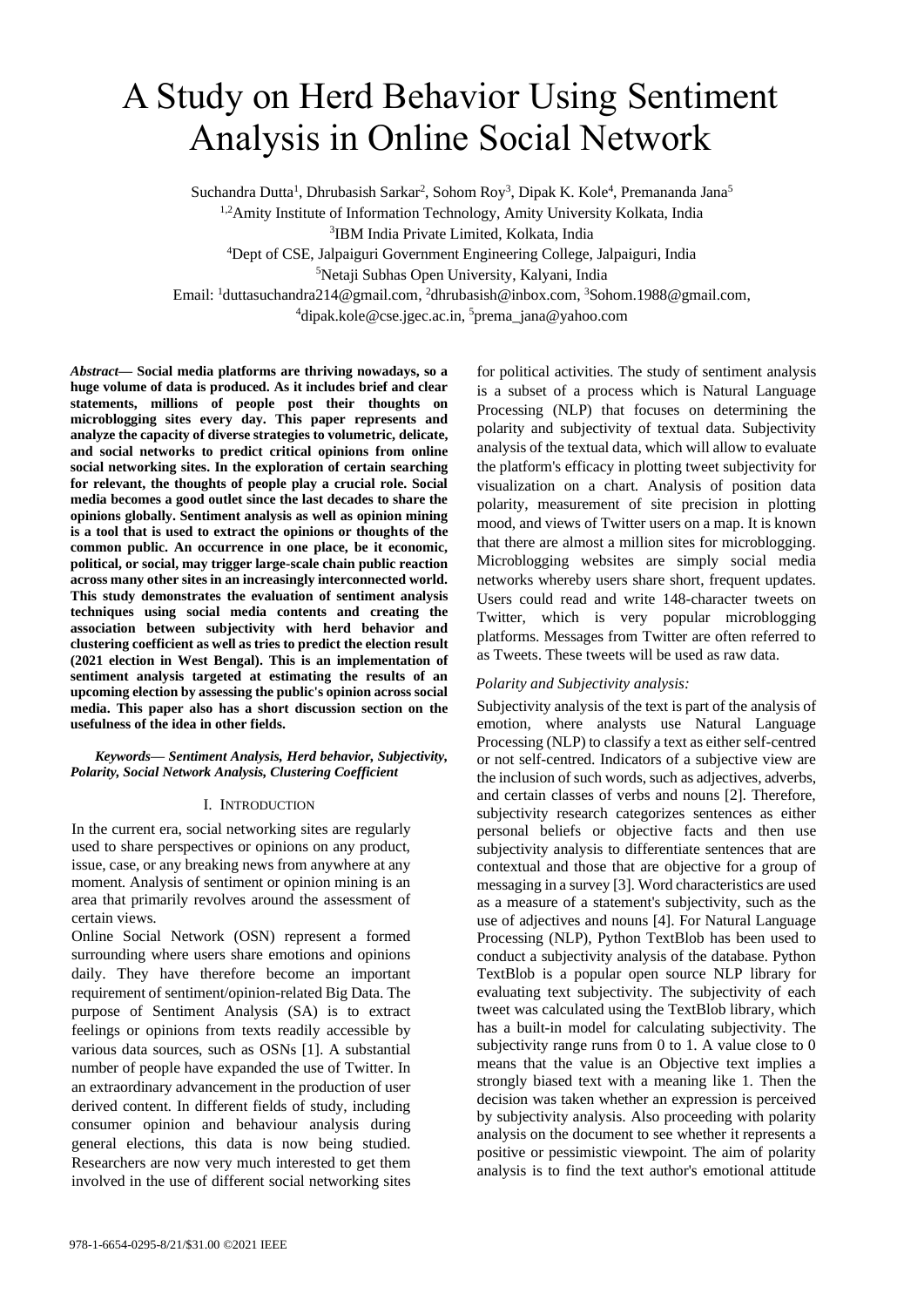# A Study on Herd Behavior Using Sentiment Analysis in Online Social Network

Suchandra Dutta[1], Dhrubasish Sarkar[2], Sohom Roy[3], Dipak K. Kole[4], Premananda Jana[5]
[1,2]Amity Institute of Information Technology, Amity University Kolkata, India
[3]IBM India Private Limited, Kolkata, India
[4]Dept of CSE, Jalpaiguri Government Engineering College, Jalpaiguri, India
[5]Netaji Subhas Open University, Kalyani, India
Email: [1]duttasuchandra214@gmail.com, [2]dhrubasish@inbox.com, [3]Sohom.1988@gmail.com, [4]dipak.kole@cse.jgec.ac.in, [5]prema_jana@yahoo.com

***Abstract*— Social media platforms are thriving nowadays, so a huge volume of data is produced. As it includes brief and clear statements, millions of people post their thoughts on microblogging sites every day. This paper represents and analyze the capacity of diverse strategies to volumetric, delicate, and social networks to predict critical opinions from online social networking sites. In the exploration of certain searching for relevant, the thoughts of people play a crucial role. Social media becomes a good outlet since the last decades to share the opinions globally. Sentiment analysis as well as opinion mining is a tool that is used to extract the opinions or thoughts of the common public. An occurrence in one place, be it economic, political, or social, may trigger large-scale chain public reaction across many other sites in an increasingly interconnected world. This study demonstrates the evaluation of sentiment analysis techniques using social media contents and creating the association between subjectivity with herd behavior and clustering coefficient as well as tries to predict the election result (2021 election in West Bengal). This is an implementation of sentiment analysis targeted at estimating the results of an upcoming election by assessing the public's opinion across social media. This paper also has a short discussion section on the usefulness of the idea in other fields.**

***Keywords*— *Sentiment Analysis, Herd behavior, Subjectivity, Polarity, Social Network Analysis, Clustering Coefficient***

## I. Introduction

In the current era, social networking sites are regularly used to share perspectives or opinions on any product, issue, case, or any breaking news from anywhere at any moment. Analysis of sentiment or opinion mining is an area that primarily revolves around the assessment of certain views.

Online Social Network (OSN) represent a formed surrounding where users share emotions and opinions daily. They have therefore become an important requirement of sentiment/opinion-related Big Data. The purpose of Sentiment Analysis (SA) is to extract feelings or opinions from texts readily accessible by various data sources, such as OSNs [1]. A substantial number of people have expanded the use of Twitter. In an extraordinary advancement in the production of user derived content. In different fields of study, including consumer opinion and behaviour analysis during general elections, this data is now being studied. Researchers are now very much interested to get them involved in the use of different social networking sites for political activities. The study of sentiment analysis is a subset of a process which is Natural Language Processing (NLP) that focuses on determining the polarity and subjectivity of textual data. Subjectivity analysis of the textual data, which will allow to evaluate the platform's efficacy in plotting tweet subjectivity for visualization on a chart. Analysis of position data polarity, measurement of site precision in plotting mood, and views of Twitter users on a map. It is known that there are almost a million sites for microblogging. Microblogging websites are simply social media networks whereby users share short, frequent updates. Users could read and write 148-character tweets on Twitter, which is very popular microblogging platforms. Messages from Twitter are often referred to as Tweets. These tweets will be used as raw data.

### *Polarity and Subjectivity analysis:*

Subjectivity analysis of the text is part of the analysis of emotion, where analysts use Natural Language Processing (NLP) to classify a text as either self-centred or not self-centred. Indicators of a subjective view are the inclusion of such words, such as adjectives, adverbs, and certain classes of verbs and nouns [2]. Therefore, subjectivity research categorizes sentences as either personal beliefs or objective facts and then use subjectivity analysis to differentiate sentences that are contextual and those that are objective for a group of messaging in a survey [3]. Word characteristics are used as a measure of a statement's subjectivity, such as the use of adjectives and nouns [4]. For Natural Language Processing (NLP), Python TextBlob has been used to conduct a subjectivity analysis of the database. Python TextBlob is a popular open source NLP library for evaluating text subjectivity. The subjectivity of each tweet was calculated using the TextBlob library, which has a built-in model for calculating subjectivity. The subjectivity range runs from 0 to 1. A value close to 0 means that the value is an Objective text implies a strongly biased text with a meaning like 1. Then the decision was taken whether an expression is perceived by subjectivity analysis. Also proceeding with polarity analysis on the document to see whether it represents a positive or pessimistic viewpoint. The aim of polarity analysis is to find the text author's emotional attitude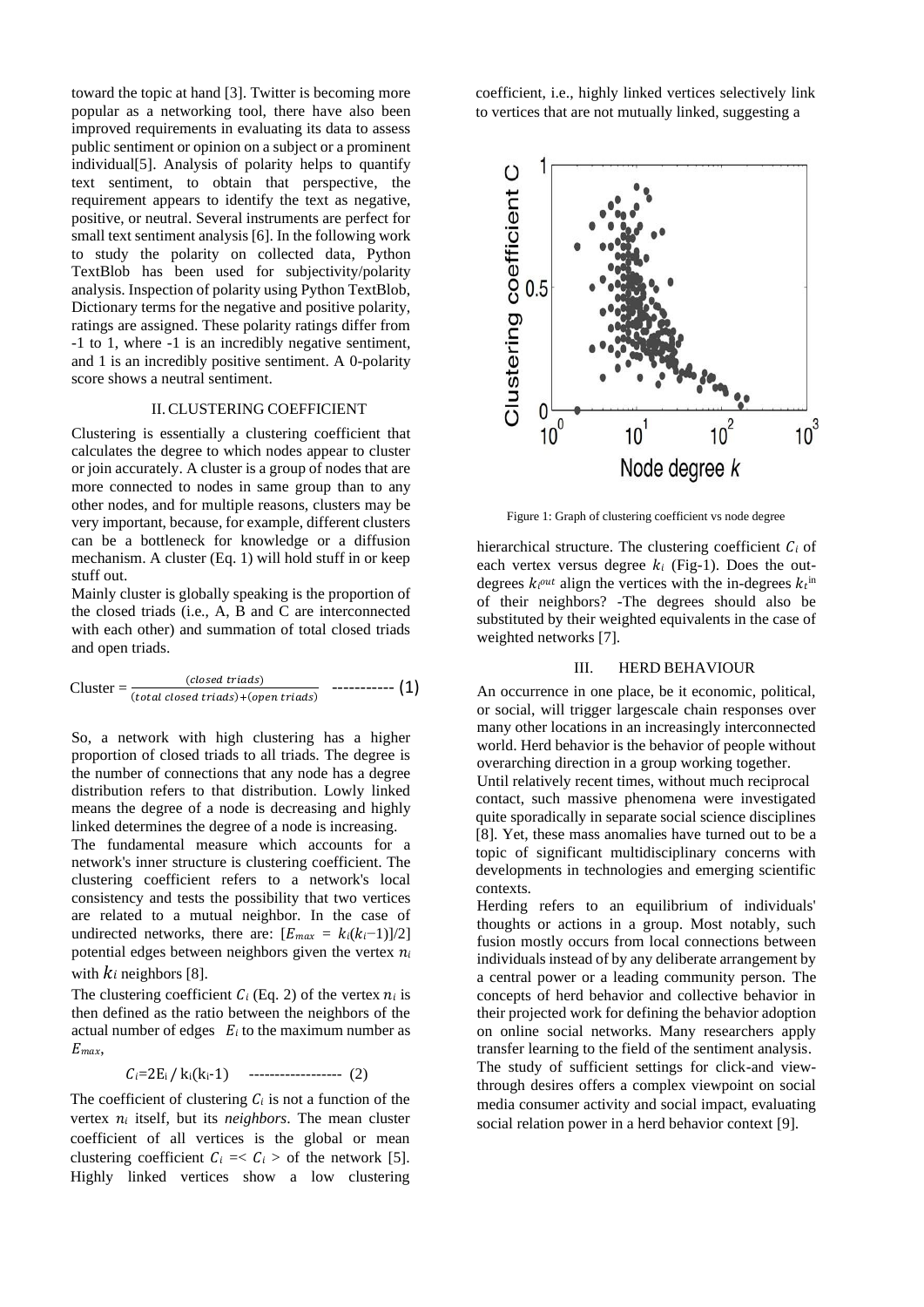toward the topic at hand [3]. Twitter is becoming more popular as a networking tool, there have also been improved requirements in evaluating its data to assess public sentiment or opinion on a subject or a prominent individual[5]. Analysis of polarity helps to quantify text sentiment, to obtain that perspective, the requirement appears to identify the text as negative, positive, or neutral. Several instruments are perfect for small text sentiment analysis [6]. In the following work to study the polarity on collected data, Python TextBlob has been used for subjectivity/polarity analysis. Inspection of polarity using Python TextBlob, Dictionary terms for the negative and positive polarity, ratings are assigned. These polarity ratings differ from -1 to 1, where -1 is an incredibly negative sentiment, and 1 is an incredibly positive sentiment. A 0-polarity score shows a neutral sentiment.

## II. CLUSTERING COEFFICIENT

Clustering is essentially a clustering coefficient that calculates the degree to which nodes appear to cluster or join accurately. A cluster is a group of nodes that are more connected to nodes in same group than to any other nodes, and for multiple reasons, clusters may be very important, because, for example, different clusters can be a bottleneck for knowledge or a diffusion mechanism. A cluster (Eq. 1) will hold stuff in or keep stuff out.

Mainly cluster is globally speaking is the proportion of the closed triads (i.e., A, B and C are interconnected with each other) and summation of total closed triads and open triads.

$$\text{Cluster} = \frac{(closed\ triads)}{(total\ closed\ triads)+(open\ triads)} \quad \text{-----------} \ (1)$$

So, a network with high clustering has a higher proportion of closed triads to all triads. The degree is the number of connections that any node has a degree distribution refers to that distribution. Lowly linked means the degree of a node is decreasing and highly linked determines the degree of a node is increasing.

The fundamental measure which accounts for a network's inner structure is clustering coefficient. The clustering coefficient refers to a network's local consistency and tests the possibility that two vertices are related to a mutual neighbor. In the case of undirected networks, there are: $[E_{max} = k_i(k_i-1)]/2]$ potential edges between neighbors given the vertex $n_i$ with $k_i$ neighbors [8].

The clustering coefficient $C_i$ (Eq. 2) of the vertex $n_i$ is then defined as the ratio between the neighbors of the actual number of edges $E_i$ to the maximum number as $E_{max}$,

$$C_i=2E_i / k_i(k_i-1) \quad \text{------------------} \ (2)$$

The coefficient of clustering $C_i$ is not a function of the vertex $n_i$ itself, but its *neighbors*. The mean cluster coefficient of all vertices is the global or mean clustering coefficient $C_i = < C_i >$ of the network [5]. Highly linked vertices show a low clustering coefficient, i.e., highly linked vertices selectively link to vertices that are not mutually linked, suggesting a

Figure 1: Graph of clustering coefficient vs node degree

hierarchical structure. The clustering coefficient $C_i$ of each vertex versus degree $k_i$ (Fig-1). Does the out-degrees $k_i^{out}$ align the vertices with the in-degrees $k_i^{in}$ of their neighbors? -The degrees should also be substituted by their weighted equivalents in the case of weighted networks [7].

## III. HERD BEHAVIOUR

An occurrence in one place, be it economic, political, or social, will trigger largescale chain responses over many other locations in an increasingly interconnected world. Herd behavior is the behavior of people without overarching direction in a group working together.

Until relatively recent times, without much reciprocal contact, such massive phenomena were investigated quite sporadically in separate social science disciplines [8]. Yet, these mass anomalies have turned out to be a topic of significant multidisciplinary concerns with developments in technologies and emerging scientific contexts.

Herding refers to an equilibrium of individuals' thoughts or actions in a group. Most notably, such fusion mostly occurs from local connections between individuals instead of by any deliberate arrangement by a central power or a leading community person. The concepts of herd behavior and collective behavior in their projected work for defining the behavior adoption on online social networks. Many researchers apply transfer learning to the field of the sentiment analysis. The study of sufficient settings for click-and view-through desires offers a complex viewpoint on social media consumer activity and social impact, evaluating social relation power in a herd behavior context [9].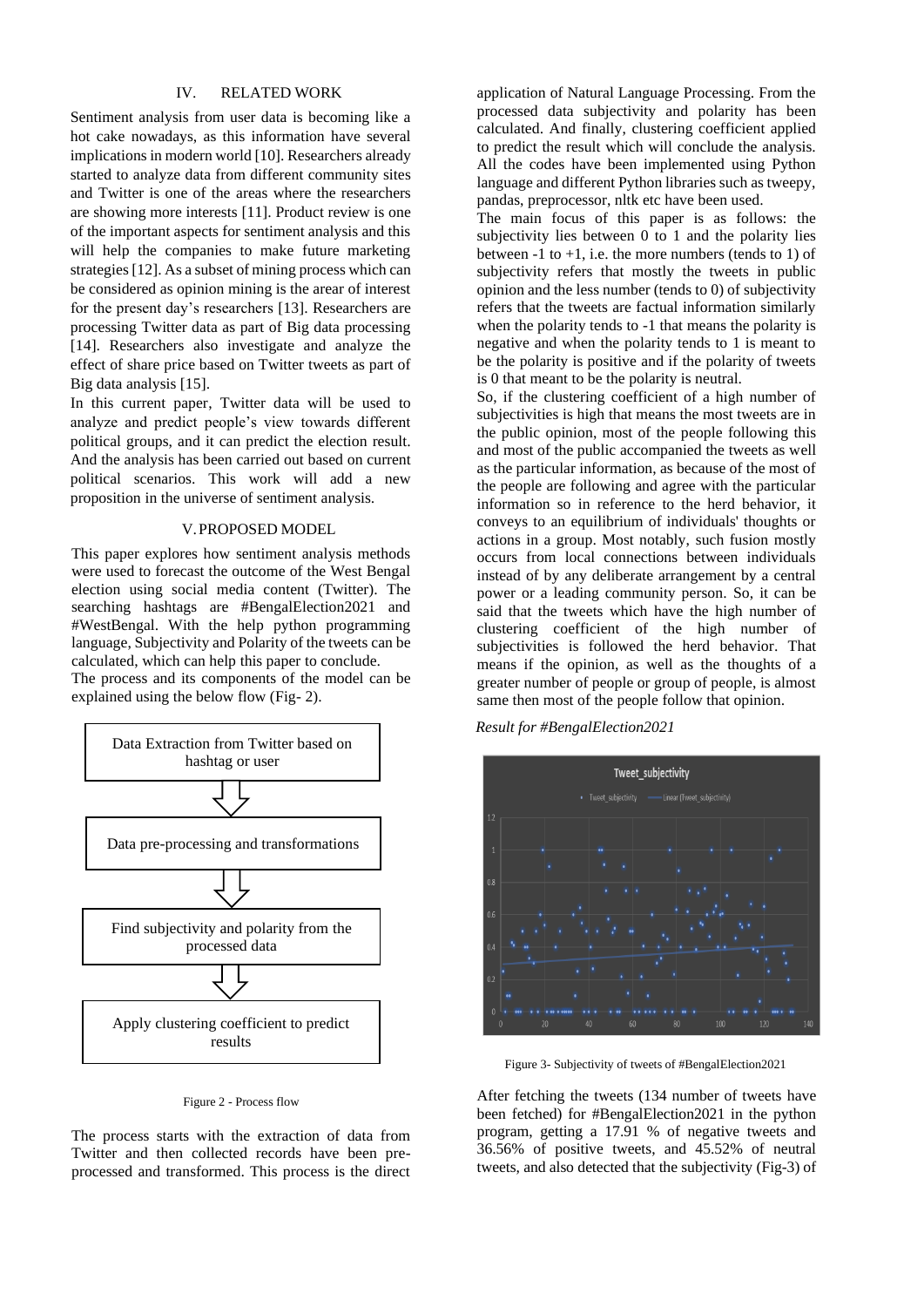## IV. RELATED WORK

Sentiment analysis from user data is becoming like a hot cake nowadays, as this information have several implications in modern world [10]. Researchers already started to analyze data from different community sites and Twitter is one of the areas where the researchers are showing more interests [11]. Product review is one of the important aspects for sentiment analysis and this will help the companies to make future marketing strategies [12]. As a subset of mining process which can be considered as opinion mining is the arear of interest for the present day's researchers [13]. Researchers are processing Twitter data as part of Big data processing [14]. Researchers also investigate and analyze the effect of share price based on Twitter tweets as part of Big data analysis [15].

In this current paper, Twitter data will be used to analyze and predict people's view towards different political groups, and it can predict the election result. And the analysis has been carried out based on current political scenarios. This work will add a new proposition in the universe of sentiment analysis.

## V. PROPOSED MODEL

This paper explores how sentiment analysis methods were used to forecast the outcome of the West Bengal election using social media content (Twitter). The searching hashtags are #BengalElection2021 and #WestBengal. With the help python programming language, Subjectivity and Polarity of the tweets can be calculated, which can help this paper to conclude.

The process and its components of the model can be explained using the below flow (Fig- 2).

Data Extraction from Twitter based on hashtag or user

⇩

Data pre-processing and transformations

⇩

Find subjectivity and polarity from the processed data

⇩

Apply clustering coefficient to predict results

Figure 2 - Process flow

The process starts with the extraction of data from Twitter and then collected records have been pre-processed and transformed. This process is the direct application of Natural Language Processing. From the processed data subjectivity and polarity has been calculated. And finally, clustering coefficient applied to predict the result which will conclude the analysis. All the codes have been implemented using Python language and different Python libraries such as tweepy, pandas, preprocessor, nltk etc have been used.

The main focus of this paper is as follows: the subjectivity lies between 0 to 1 and the polarity lies between -1 to +1, i.e. the more numbers (tends to 1) of subjectivity refers that mostly the tweets in public opinion and the less number (tends to 0) of subjectivity refers that the tweets are factual information similarly when the polarity tends to -1 that means the polarity is negative and when the polarity tends to 1 is meant to be the polarity is positive and if the polarity of tweets is 0 that meant to be the polarity is neutral.

So, if the clustering coefficient of a high number of subjectivities is high that means the most tweets are in the public opinion, most of the people following this and most of the public accompanied the tweets as well as the particular information, as because of the most of the people are following and agree with the particular information so in reference to the herd behavior, it conveys to an equilibrium of individuals' thoughts or actions in a group. Most notably, such fusion mostly occurs from local connections between individuals instead of by any deliberate arrangement by a central power or a leading community person. So, it can be said that the tweets which have the high number of clustering coefficient of the high number of subjectivities is followed the herd behavior. That means if the opinion, as well as the thoughts of a greater number of people or group of people, is almost same then most of the people follow that opinion.

*Result for #BengalElection2021*

Figure 3- Subjectivity of tweets of #BengalElection2021

After fetching the tweets (134 number of tweets have been fetched) for #BengalElection2021 in the python program, getting a 17.91 % of negative tweets and 36.56% of positive tweets, and 45.52% of neutral tweets, and also detected that the subjectivity (Fig-3) of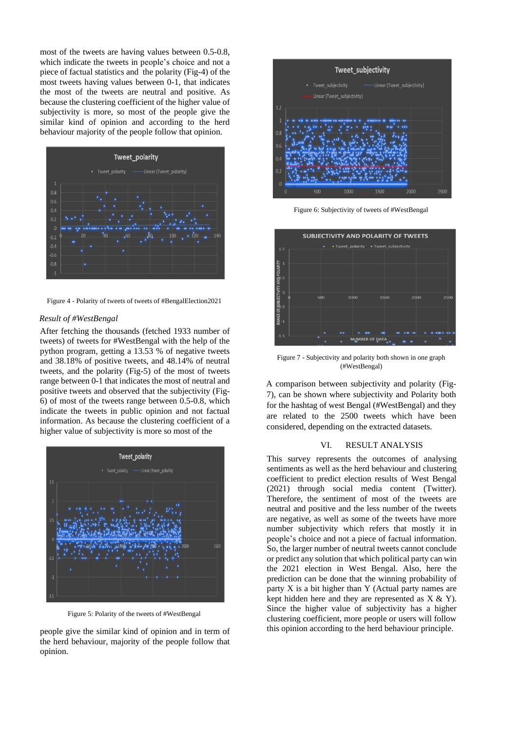most of the tweets are having values between 0.5-0.8, which indicate the tweets in people's choice and not a piece of factual statistics and the polarity (Fig-4) of the most tweets having values between 0-1, that indicates the most of the tweets are neutral and positive. As because the clustering coefficient of the higher value of subjectivity is more, so most of the people give the similar kind of opinion and according to the herd behaviour majority of the people follow that opinion.

Figure 4 - Polarity of tweets of tweets of #BengalElection2021

### *Result of #WestBengal*

After fetching the thousands (fetched 1933 number of tweets) of tweets for #WestBengal with the help of the python program, getting a 13.53 % of negative tweets and 38.18% of positive tweets, and 48.14% of neutral tweets, and the polarity (Fig-5) of the most of tweets range between 0-1 that indicates the most of neutral and positive tweets and observed that the subjectivity (Fig-6) of most of the tweets range between 0.5-0.8, which indicate the tweets in public opinion and not factual information. As because the clustering coefficient of a higher value of subjectivity is more so most of the people give the similar kind of opinion and in term of the herd behaviour, majority of the people follow that opinion.

Figure 5: Polarity of the tweets of #WestBengal

Figure 6: Subjectivity of tweets of #WestBengal

Figure 7 - Subjectivity and polarity both shown in one graph (#WestBengal)

A comparison between subjectivity and polarity (Fig-7), can be shown where subjectivity and Polarity both for the hashtag of west Bengal (#WestBengal) and they are related to the 2500 tweets which have been considered, depending on the extracted datasets.

## VI. RESULT ANALYSIS

This survey represents the outcomes of analysing sentiments as well as the herd behaviour and clustering coefficient to predict election results of West Bengal (2021) through social media content (Twitter). Therefore, the sentiment of most of the tweets are neutral and positive and the less number of the tweets are negative, as well as some of the tweets have more number subjectivity which refers that mostly it in people's choice and not a piece of factual information. So, the larger number of neutral tweets cannot conclude or predict any solution that which political party can win the 2021 election in West Bengal. Also, here the prediction can be done that the winning probability of party X is a bit higher than Y (Actual party names are kept hidden here and they are represented as X & Y). Since the higher value of subjectivity has a higher clustering coefficient, more people or users will follow this opinion according to the herd behaviour principle.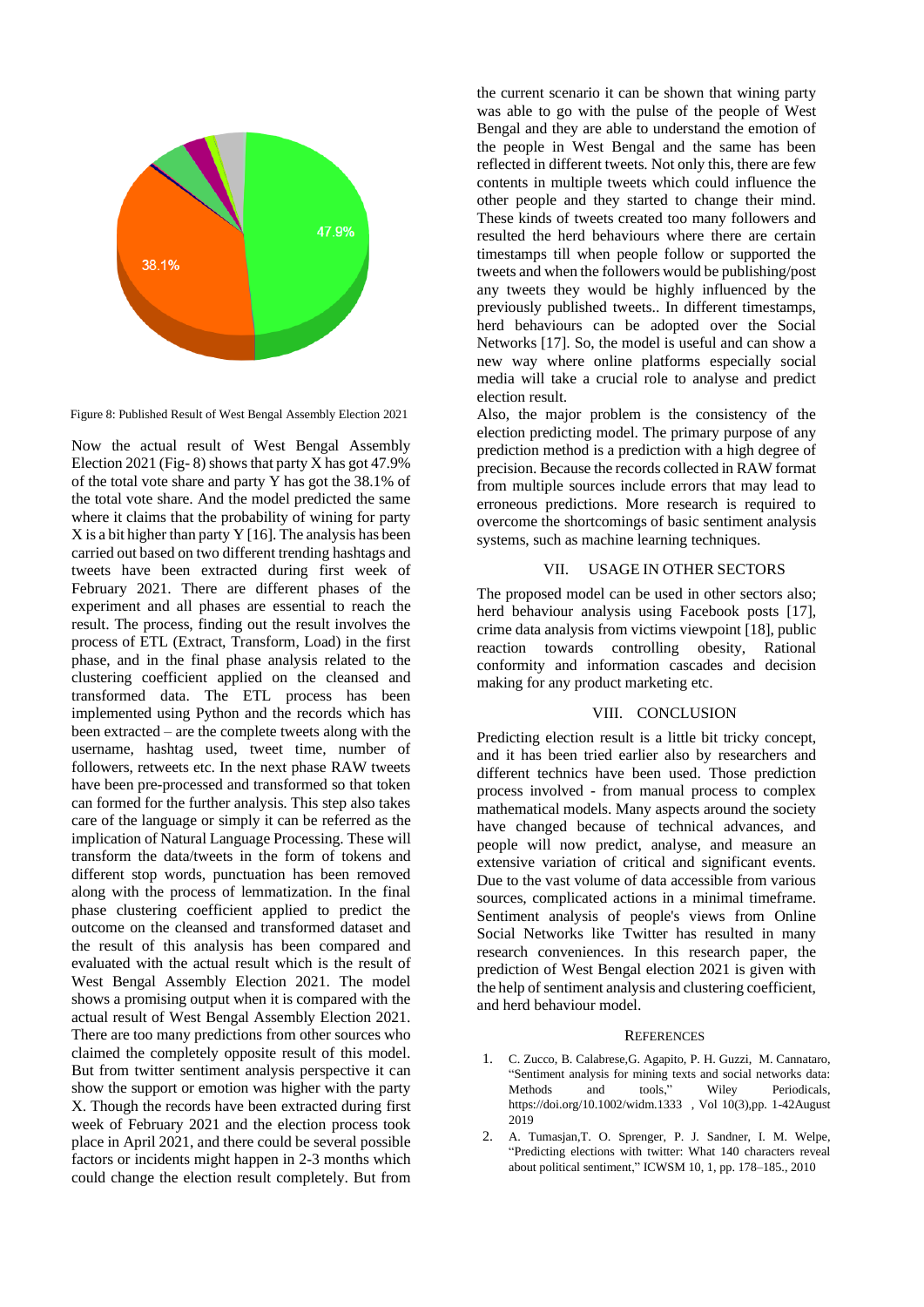Figure 8: Published Result of West Bengal Assembly Election 2021

Now the actual result of West Bengal Assembly Election 2021 (Fig- 8) shows that party X has got 47.9% of the total vote share and party Y has got the 38.1% of the total vote share. And the model predicted the same where it claims that the probability of wining for party X is a bit higher than party Y [16]. The analysis has been carried out based on two different trending hashtags and tweets have been extracted during first week of February 2021. There are different phases of the experiment and all phases are essential to reach the result. The process, finding out the result involves the process of ETL (Extract, Transform, Load) in the first phase, and in the final phase analysis related to the clustering coefficient applied on the cleansed and transformed data. The ETL process has been implemented using Python and the records which has been extracted – are the complete tweets along with the username, hashtag used, tweet time, number of followers, retweets etc. In the next phase RAW tweets have been pre-processed and transformed so that token can formed for the further analysis. This step also takes care of the language or simply it can be referred as the implication of Natural Language Processing. These will transform the data/tweets in the form of tokens and different stop words, punctuation has been removed along with the process of lemmatization. In the final phase clustering coefficient applied to predict the outcome on the cleansed and transformed dataset and the result of this analysis has been compared and evaluated with the actual result which is the result of West Bengal Assembly Election 2021. The model shows a promising output when it is compared with the actual result of West Bengal Assembly Election 2021. There are too many predictions from other sources who claimed the completely opposite result of this model. But from twitter sentiment analysis perspective it can show the support or emotion was higher with the party X. Though the records have been extracted during first week of February 2021 and the election process took place in April 2021, and there could be several possible factors or incidents might happen in 2-3 months which could change the election result completely. But from the current scenario it can be shown that wining party was able to go with the pulse of the people of West Bengal and they are able to understand the emotion of the people in West Bengal and the same has been reflected in different tweets. Not only this, there are few contents in multiple tweets which could influence the other people and they started to change their mind. These kinds of tweets created too many followers and resulted the herd behaviours where there are certain timestamps till when people follow or supported the tweets and when the followers would be publishing/post any tweets they would be highly influenced by the previously published tweets.. In different timestamps, herd behaviours can be adopted over the Social Networks [17]. So, the model is useful and can show a new way where online platforms especially social media will take a crucial role to analyse and predict election result.

Also, the major problem is the consistency of the election predicting model. The primary purpose of any prediction method is a prediction with a high degree of precision. Because the records collected in RAW format from multiple sources include errors that may lead to erroneous predictions. More research is required to overcome the shortcomings of basic sentiment analysis systems, such as machine learning techniques.

## VII. USAGE IN OTHER SECTORS

The proposed model can be used in other sectors also; herd behaviour analysis using Facebook posts [17], crime data analysis from victims viewpoint [18], public reaction towards controlling obesity, Rational conformity and information cascades and decision making for any product marketing etc.

## VIII. CONCLUSION

Predicting election result is a little bit tricky concept, and it has been tried earlier also by researchers and different technics have been used. Those prediction process involved - from manual process to complex mathematical models. Many aspects around the society have changed because of technical advances, and people will now predict, analyse, and measure an extensive variation of critical and significant events. Due to the vast volume of data accessible from various sources, complicated actions in a minimal timeframe. Sentiment analysis of people's views from Online Social Networks like Twitter has resulted in many research conveniences. In this research paper, the prediction of West Bengal election 2021 is given with the help of sentiment analysis and clustering coefficient, and herd behaviour model.

## REFERENCES

1. C. Zucco, B. Calabrese,G. Agapito, P. H. Guzzi, M. Cannataro, "Sentiment analysis for mining texts and social networks data: Methods and tools," Wiley Periodicals, https://doi.org/10.1002/widm.1333 , Vol 10(3),pp. 1-42August 2019
2. A. Tumasjan,T. O. Sprenger, P. J. Sandner, I. M. Welpe, "Predicting elections with twitter: What 140 characters reveal about political sentiment," ICWSM 10, 1, pp. 178–185., 2010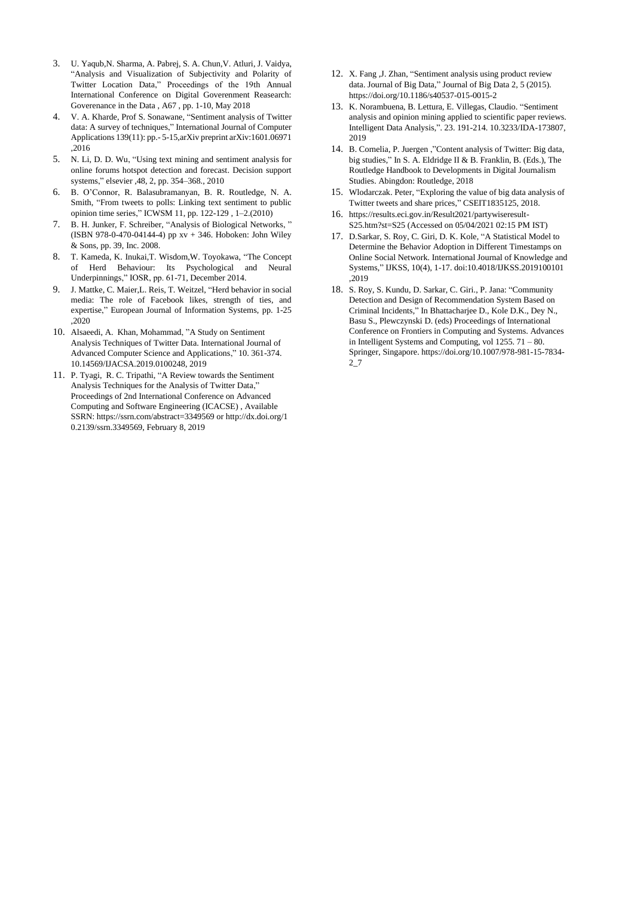3. U. Yaqub,N. Sharma, A. Pabrej, S. A. Chun,V. Atluri, J. Vaidya, "Analysis and Visualization of Subjectivity and Polarity of Twitter Location Data," Proceedings of the 19th Annual International Conference on Digital Goverenment Reasearch: Goverenance in the Data , A67 , pp. 1-10, May 2018
4. V. A. Kharde, Prof S. Sonawane, "Sentiment analysis of Twitter data: A survey of techniques," International Journal of Computer Applications 139(11): pp.- 5-15,arXiv preprint arXiv:1601.06971 ,2016
5. N. Li, D. D. Wu, "Using text mining and sentiment analysis for online forums hotspot detection and forecast. Decision support systems," elsevier ,48, 2, pp. 354–368., 2010
6. B. O'Connor, R. Balasubramanyan, B. R. Routledge, N. A. Smith, "From tweets to polls: Linking text sentiment to public opinion time series," ICWSM 11, pp. 122-129 , 1–2.(2010)
7. B. H. Junker, F. Schreiber, "Analysis of Biological Networks, " (ISBN 978-0-470-04144-4) pp xv + 346. Hoboken: John Wiley & Sons, pp. 39, Inc. 2008.
8. T. Kameda, K. Inukai,T. Wisdom,W. Toyokawa, "The Concept of Herd Behaviour: Its Psychological and Neural Underpinnings," IOSR, pp. 61-71, December 2014.
9. J. Mattke, C. Maier,L. Reis, T. Weitzel, "Herd behavior in social media: The role of Facebook likes, strength of ties, and expertise," European Journal of Information Systems, pp. 1-25 ,2020
10. Alsaeedi, A. Khan, Mohammad, "A Study on Sentiment Analysis Techniques of Twitter Data. International Journal of Advanced Computer Science and Applications," 10. 361-374. 10.14569/IJACSA.2019.0100248, 2019
11. P. Tyagi, R. C. Tripathi, "A Review towards the Sentiment Analysis Techniques for the Analysis of Twitter Data," Proceedings of 2nd International Conference on Advanced Computing and Software Engineering (ICACSE) , Available SSRN: https://ssrn.com/abstract=3349569 or http://dx.doi.org/10.2139/ssrn.3349569, February 8, 2019
12. X. Fang ,J. Zhan, "Sentiment analysis using product review data. Journal of Big Data," Journal of Big Data 2, 5 (2015). https://doi.org/10.1186/s40537-015-0015-2
13. K. Norambuena, B. Lettura, E. Villegas, Claudio. "Sentiment analysis and opinion mining applied to scientific paper reviews. Intelligent Data Analysis,". 23. 191-214. 10.3233/IDA-173807, 2019
14. B. Cornelia, P. Juergen ,"Content analysis of Twitter: Big data, big studies," In S. A. Eldridge II & B. Franklin, B. (Eds.), The Routledge Handbook to Developments in Digital Journalism Studies. Abingdon: Routledge, 2018
15. Wlodarczak. Peter, "Exploring the value of big data analysis of Twitter tweets and share prices," CSEIT1835125, 2018.
16. https://results.eci.gov.in/Result2021/partywiseresult-S25.htm?st=S25 (Accessed on 05/04/2021 02:15 PM IST)
17. D.Sarkar, S. Roy, C. Giri, D. K. Kole, "A Statistical Model to Determine the Behavior Adoption in Different Timestamps on Online Social Network. International Journal of Knowledge and Systems," IJKSS, 10(4), 1-17. doi:10.4018/IJKSS.2019100101 ,2019
18. S. Roy, S. Kundu, D. Sarkar, C. Giri., P. Jana: "Community Detection and Design of Recommendation System Based on Criminal Incidents," In Bhattacharjee D., Kole D.K., Dey N., Basu S., Plewczynski D. (eds) Proceedings of International Conference on Frontiers in Computing and Systems. Advances in Intelligent Systems and Computing, vol 1255. 71 – 80. Springer, Singapore. https://doi.org/10.1007/978-981-15-7834-2_7